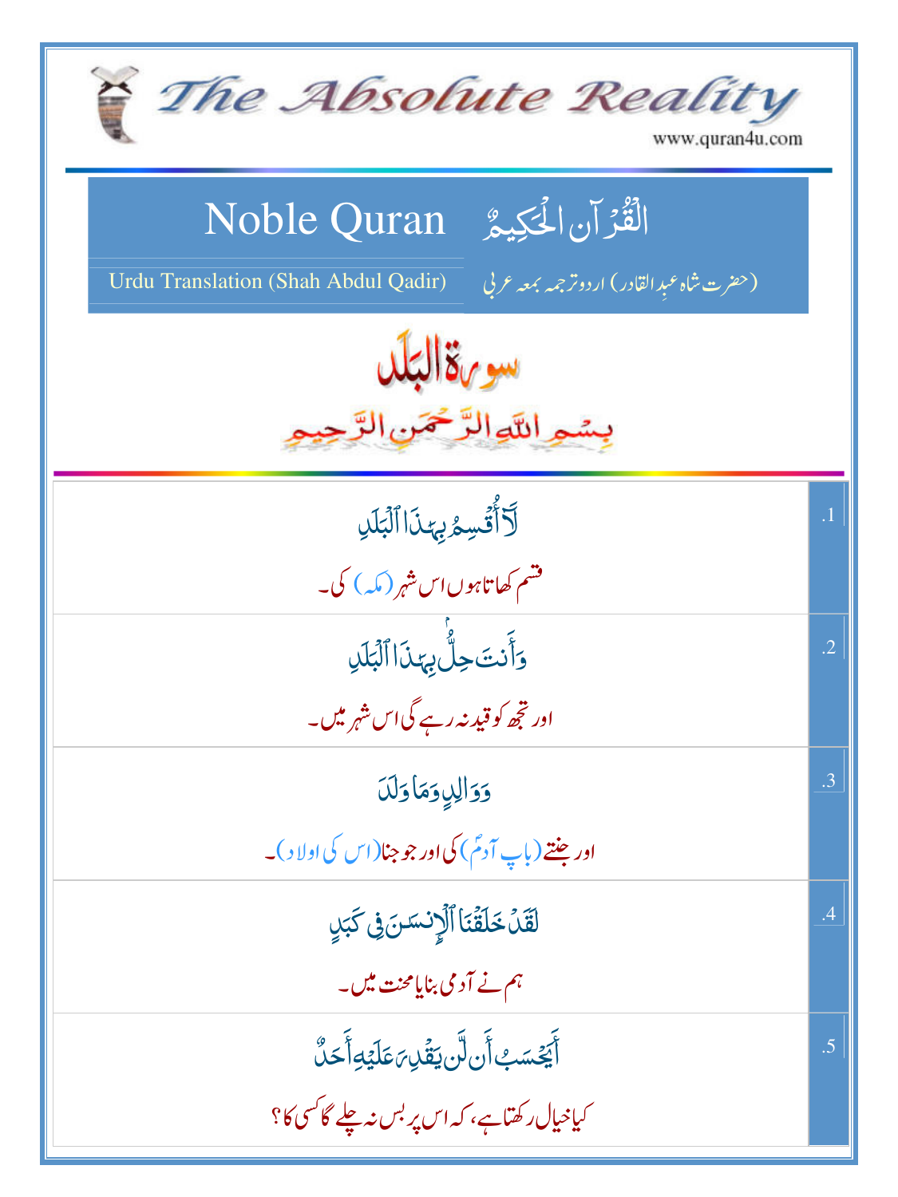# The Absolute Reality

www.quran4u.com

## Noble Quran — القُرآن الحَكِيمُ

Urdu Translation (Shah Abdul Qadir) — (حضرت شاہ عبدِالقادر) اردو ترجمہ بمعہ عربی

## سورۃ البَلَد

بِسۡمِ ٱللَّهِ ٱلرَّحۡمَٰنِ ٱلرَّحِيمِ

| | |
|---|---|
| لَآ أُقۡسِمُ بِهَٰذَا ٱلۡبَلَدِ<br>قسم کھاتا ہوں اس شہر (مکہ) کی۔ | .1 |
| وَأَنتَ حِلُّۢ بِهَٰذَا ٱلۡبَلَدِ<br>اور تجھ کو قید نہ رہے گی اس شہر میں۔ | .2 |
| وَوَالِدٖ وَمَا وَلَدَ<br>اور جنتے (باپ آدمؑ) کی اور جو جنا (اس کی اولاد)۔ | .3 |
| لَقَدۡ خَلَقۡنَا ٱلۡإِنسَٰنَ فِي كَبَدٍ<br>ہم نے آدمی بنایا محنت میں۔ | .4 |
| أَيَحۡسَبُ أَن لَّن يَقۡدِرَ عَلَيۡهِ أَحَدٞ<br>کیا خیال رکھتا ہے، کہ اس پر بس نہ چلے گا کسی کا؟ | .5 |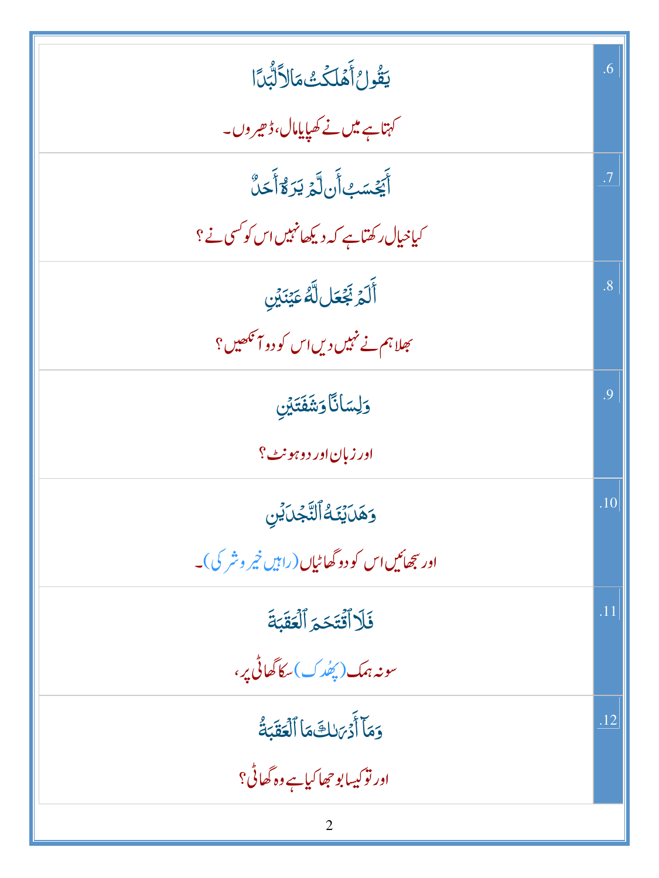| | |
|---|---|
| يَقُولُ أَهْلَكْتُ مَالًا لُّبَدًا<br><br>کہتا ہے میں نے کھپایا مال، ڈھیروں۔ | .6 |
| أَيَحْسَبُ أَن لَّمْ يَرَهُۥٓ أَحَدٌ<br><br>کیا خیال رکھتا ہے کہ دیکھا نہیں اس کو کسی نے؟ | .7 |
| أَلَمْ نَجْعَل لَّهُۥ عَيْنَيْنِ<br><br>بھلا ہم نے نہیں دیں اس کو دو آنکھیں؟ | .8 |
| وَلِسَانًا وَشَفَتَيْنِ<br><br>اور زبان اور دو ہونٹ؟ | .9 |
| وَهَدَيْنَٰهُ ٱلنَّجْدَيْنِ<br><br>اور سجھائیں اس کو دو گھاٹیاں (راہیں خیر و شر کی)۔ | .10 |
| فَلَا ٱقْتَحَمَ ٱلْعَقَبَةَ<br><br>سو نہ ہمک (پھُدک) سکا گھاٹی پر، | .11 |
| وَمَآ أَدْرَىٰكَ مَا ٱلْعَقَبَةُ<br><br>اور تو کیسا بوجھا کیا ہے وہ گھاٹی؟ | .12 |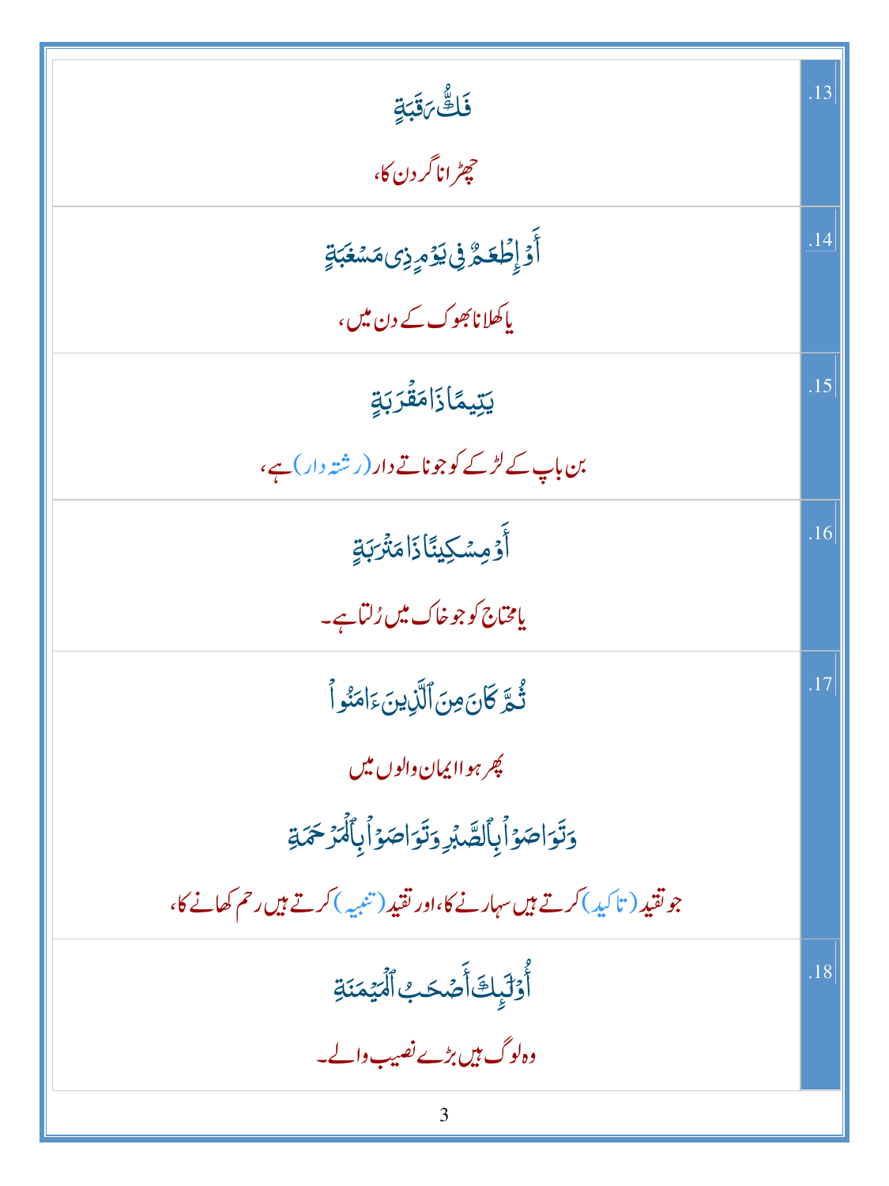| | |
|---|---|
| فَكُّ رَقَبَةٍ<br><br>چھڑانا گردن کا، | .13 |
| أَوْ إِطْعَٰمٌ فِى يَوْمٍ ذِى مَسْغَبَةٍ<br><br>یا کھلانا بھوک کے دن میں، | .14 |
| يَتِيمًا ذَا مَقْرَبَةٍ<br><br>بن باپ کے لڑکے کو جو ناتے دار (رشتہ دار) ہے، | .15 |
| أَوْ مِسْكِينًا ذَا مَتْرَبَةٍ<br><br>یا محتاج کو جو خاک میں رُلتا ہے۔ | .16 |
| ثُمَّ كَانَ مِنَ ٱلَّذِينَ ءَامَنُوا۟<br><br>پھر ہوا ایمان والوں میں<br><br>وَتَوَاصَوْا۟ بِٱلصَّبْرِ وَتَوَاصَوْا۟ بِٱلْمَرْحَمَةِ<br><br>جو تقید (تاکید) کرتے ہیں سہارنے کا، اور تقید (تنبیہ) کرتے ہیں رحم کھانے کا، | .17 |
| أُو۟لَٰٓئِكَ أَصْحَٰبُ ٱلْمَيْمَنَةِ<br><br>وہ لوگ ہیں بڑے نصیب والے۔ | .18 |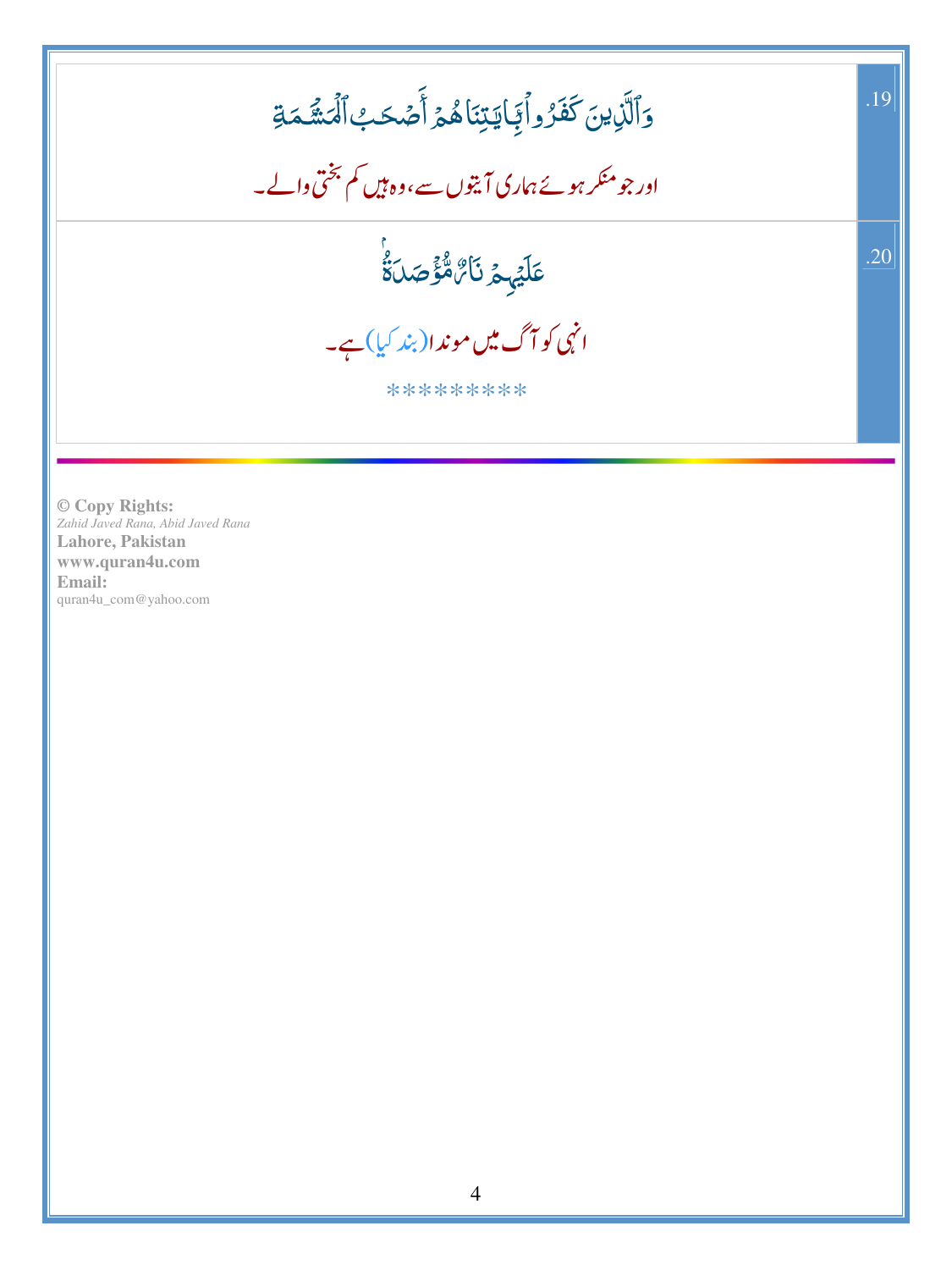| | | |
|---|---|---|
| وَٱلَّذِينَ كَفَرُوا۟ بِـَٔايَـٰتِنَا هُمْ أَصْحَـٰبُ ٱلْمَشْـَٔمَةِ<br><br>اور جو منکر ہوئے ہماری آیتوں سے، وہ ہیں کم بختی والے۔ | .19 |
| عَلَيْهِمْ نَارٌ مُّؤْصَدَةٌۢ<br><br>انہی کو آگ میں موندا (بند کیا) ہے۔<br><br>********* | .20 |

© Copy Rights:
*Zahid Javed Rana, Abid Javed Rana*
**Lahore, Pakistan**
**www.quran4u.com**
**Email:**
quran4u_com@yahoo.com